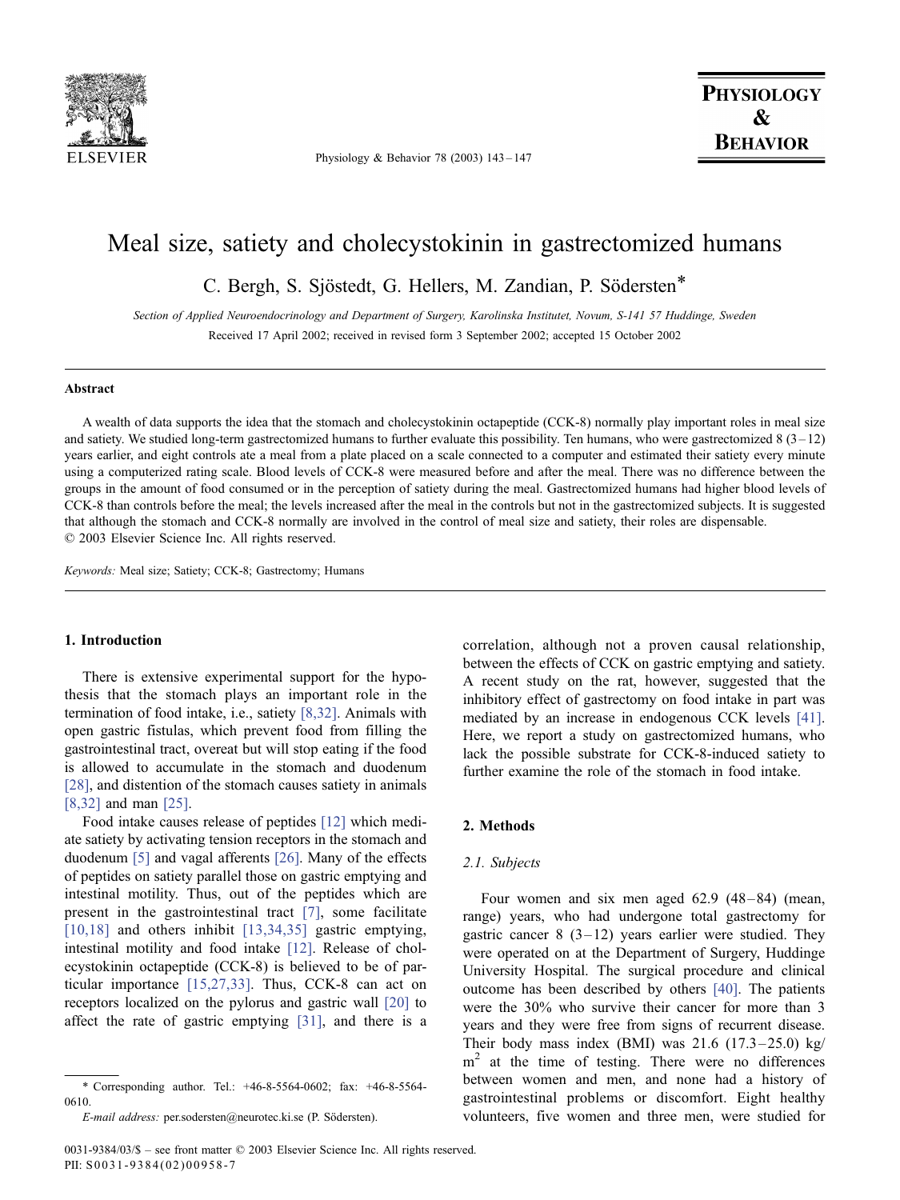# Meal size, satiety and cholecystokinin in gastrectomized humans

C. Bergh, S. Sjöstedt, G. Hellers, M. Zandian, P. Södersten*

*Section of Applied Neuroendocrinology and Department of Surgery, Karolinska Institutet, Novum, S-141 57 Huddinge, Sweden*

Received 17 April 2002; received in revised form 3 September 2002; accepted 15 October 2002

## Abstract

A wealth of data supports the idea that the stomach and cholecystokinin octapeptide (CCK-8) normally play important roles in meal size and satiety. We studied long-term gastrectomized humans to further evaluate this possibility. Ten humans, who were gastrectomized 8 (3–12) years earlier, and eight controls ate a meal from a plate placed on a scale connected to a computer and estimated their satiety every minute using a computerized rating scale. Blood levels of CCK-8 were measured before and after the meal. There was no difference between the groups in the amount of food consumed or in the perception of satiety during the meal. Gastrectomized humans had higher blood levels of CCK-8 than controls before the meal; the levels increased after the meal in the controls but not in the gastrectomized subjects. It is suggested that although the stomach and CCK-8 normally are involved in the control of meal size and satiety, their roles are dispensable.
© 2003 Elsevier Science Inc. All rights reserved.

*Keywords:* Meal size; Satiety; CCK-8; Gastrectomy; Humans

## 1. Introduction

There is extensive experimental support for the hypothesis that the stomach plays an important role in the termination of food intake, i.e., satiety [8,32]. Animals with open gastric fistulas, which prevent food from filling the gastrointestinal tract, overeat but will stop eating if the food is allowed to accumulate in the stomach and duodenum [28], and distention of the stomach causes satiety in animals [8,32] and man [25].

Food intake causes release of peptides [12] which mediate satiety by activating tension receptors in the stomach and duodenum [5] and vagal afferents [26]. Many of the effects of peptides on satiety parallel those on gastric emptying and intestinal motility. Thus, out of the peptides which are present in the gastrointestinal tract [7], some facilitate [10,18] and others inhibit [13,34,35] gastric emptying, intestinal motility and food intake [12]. Release of cholecystokinin octapeptide (CCK-8) is believed to be of particular importance [15,27,33]. Thus, CCK-8 can act on receptors localized on the pylorus and gastric wall [20] to affect the rate of gastric emptying [31], and there is a correlation, although not a proven causal relationship, between the effects of CCK on gastric emptying and satiety. A recent study on the rat, however, suggested that the inhibitory effect of gastrectomy on food intake in part was mediated by an increase in endogenous CCK levels [41]. Here, we report a study on gastrectomized humans, who lack the possible substrate for CCK-8-induced satiety to further examine the role of the stomach in food intake.

## 2. Methods

### 2.1. Subjects

Four women and six men aged 62.9 (48–84) (mean, range) years, who had undergone total gastrectomy for gastric cancer 8 (3–12) years earlier were studied. They were operated on at the Department of Surgery, Huddinge University Hospital. The surgical procedure and clinical outcome has been described by others [40]. The patients were the 30% who survive their cancer for more than 3 years and they were free from signs of recurrent disease. Their body mass index (BMI) was 21.6 (17.3–25.0) kg/m$^2$ at the time of testing. There were no differences between women and men, and none had a history of gastrointestinal problems or discomfort. Eight healthy volunteers, five women and three men, were studied for

* Corresponding author. Tel.: +46-8-5564-0602; fax: +46-8-5564-0610.
*E-mail address:* per.sodersten@neurotec.ki.se (P. Södersten).

0031-9384/03/$ – see front matter © 2003 Elsevier Science Inc. All rights reserved.
PII: S0031-9384(02)00958-7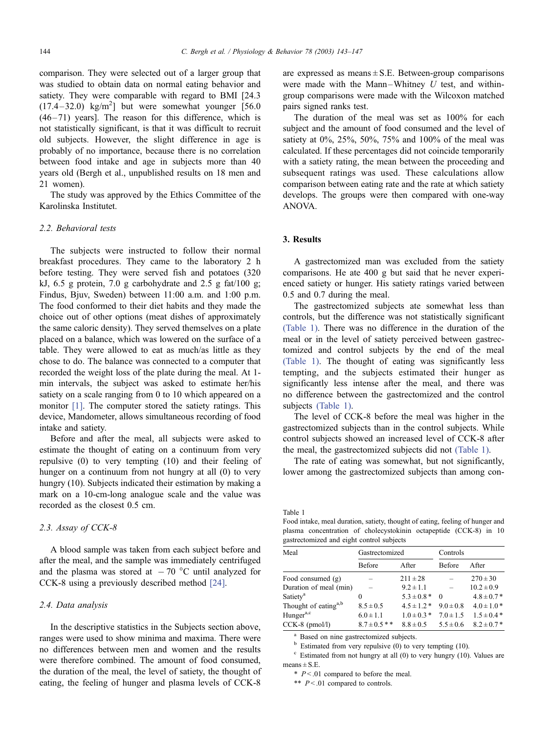comparison. They were selected out of a larger group that was studied to obtain data on normal eating behavior and satiety. They were comparable with regard to BMI [24.3 (17.4–32.0) kg/m$^2$] but were somewhat younger [56.0 (46–71) years]. The reason for this difference, which is not statistically significant, is that it was difficult to recruit old subjects. However, the slight difference in age is probably of no importance, because there is no correlation between food intake and age in subjects more than 40 years old (Bergh et al., unpublished results on 18 men and 21 women).

The study was approved by the Ethics Committee of the Karolinska Institutet.

### 2.2. Behavioral tests

The subjects were instructed to follow their normal breakfast procedures. They came to the laboratory 2 h before testing. They were served fish and potatoes (320 kJ, 6.5 g protein, 7.0 g carbohydrate and 2.5 g fat/100 g; Findus, Bjuv, Sweden) between 11:00 a.m. and 1:00 p.m. The food conformed to their diet habits and they made the choice out of other options (meat dishes of approximately the same caloric density). They served themselves on a plate placed on a balance, which was lowered on the surface of a table. They were allowed to eat as much/as little as they chose to do. The balance was connected to a computer that recorded the weight loss of the plate during the meal. At 1-min intervals, the subject was asked to estimate her/his satiety on a scale ranging from 0 to 10 which appeared on a monitor [1]. The computer stored the satiety ratings. This device, Mandometer, allows simultaneous recording of food intake and satiety.

Before and after the meal, all subjects were asked to estimate the thought of eating on a continuum from very repulsive (0) to very tempting (10) and their feeling of hunger on a continuum from not hungry at all (0) to very hungry (10). Subjects indicated their estimation by making a mark on a 10-cm-long analogue scale and the value was recorded as the closest 0.5 cm.

### 2.3. Assay of CCK-8

A blood sample was taken from each subject before and after the meal, and the sample was immediately centrifuged and the plasma was stored at $-70$ °C until analyzed for CCK-8 using a previously described method [24].

### 2.4. Data analysis

In the descriptive statistics in the Subjects section above, ranges were used to show minima and maxima. There were no differences between men and women and the results were therefore combined. The amount of food consumed, the duration of the meal, the level of satiety, the thought of eating, the feeling of hunger and plasma levels of CCK-8 are expressed as means ± S.E. Between-group comparisons were made with the Mann–Whitney *U* test, and within-group comparisons were made with the Wilcoxon matched pairs signed ranks test.

The duration of the meal was set as 100% for each subject and the amount of food consumed and the level of satiety at 0%, 25%, 50%, 75% and 100% of the meal was calculated. If these percentages did not coincide temporarily with a satiety rating, the mean between the proceeding and subsequent ratings was used. These calculations allow comparison between eating rate and the rate at which satiety develops. The groups were then compared with one-way ANOVA.

## 3. Results

A gastrectomized man was excluded from the satiety comparisons. He ate 400 g but said that he never experienced satiety or hunger. His satiety ratings varied between 0.5 and 0.7 during the meal.

The gastrectomized subjects ate somewhat less than controls, but the difference was not statistically significant (Table 1). There was no difference in the duration of the meal or in the level of satiety perceived between gastrectomized and control subjects by the end of the meal (Table 1). The thought of eating was significantly less tempting, and the subjects estimated their hunger as significantly less intense after the meal, and there was no difference between the gastrectomized and the control subjects (Table 1).

The level of CCK-8 before the meal was higher in the gastrectomized subjects than in the control subjects. While control subjects showed an increased level of CCK-8 after the meal, the gastrectomized subjects did not (Table 1).

The rate of eating was somewhat, but not significantly, lower among the gastrectomized subjects than among con-

Table 1
Food intake, meal duration, satiety, thought of eating, feeling of hunger and plasma concentration of cholecystokinin octapeptide (CCK-8) in 10 gastrectomized and eight control subjects

| Meal | Gastrectomized | | Controls | |
|---|---|---|---|---|
| | Before | After | Before | After |
| Food consumed (g) | – | 211 ± 28 | – | 270 ± 30 |
| Duration of meal (min) | – | 9.2 ± 1.1 | – | 10.2 ± 0.9 |
| Satiety[a] | 0 | 5.3 ± 0.8 * | 0 | 4.8 ± 0.7 * |
| Thought of eating[a,b] | 8.5 ± 0.5 | 4.5 ± 1.2 * | 9.0 ± 0.8 | 4.0 ± 1.0 * |
| Hunger[a,c] | 6.0 ± 1.1 | 1.0 ± 0.3 * | 7.0 ± 1.5 | 1.5 ± 0.4 * |
| CCK-8 (pmol/l) | 8.7 ± 0.5 ** | 8.8 ± 0.5 | 5.5 ± 0.6 | 8.2 ± 0.7 * |

[a] Based on nine gastrectomized subjects.
[b] Estimated from very repulsive (0) to very tempting (10).
[c] Estimated from not hungry at all (0) to very hungry (10). Values are means ± S.E.
* $P < .01$ compared to before the meal.
** $P < .01$ compared to controls.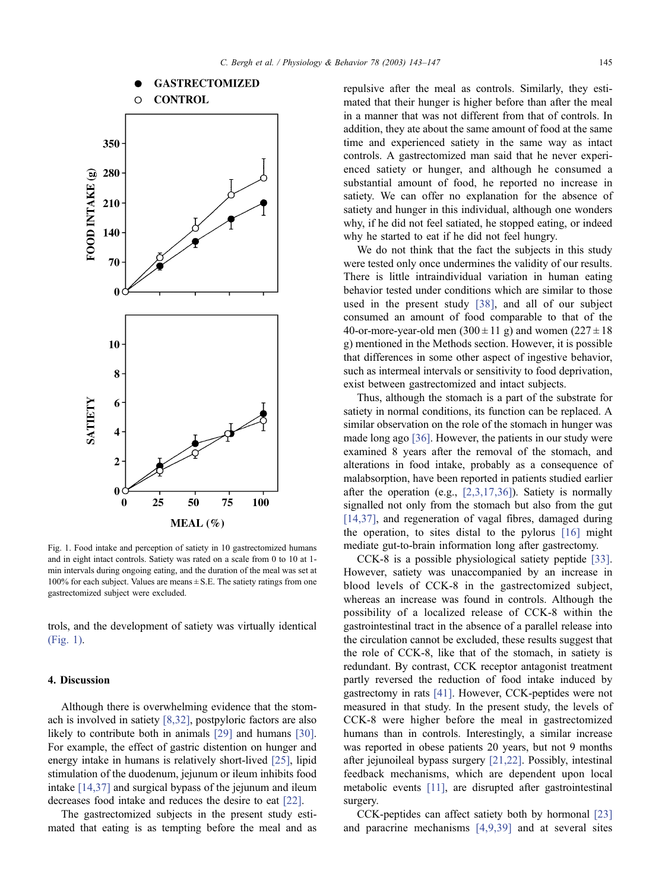Fig. 1. Food intake and perception of satiety in 10 gastrectomized humans and in eight intact controls. Satiety was rated on a scale from 0 to 10 at 1-min intervals during ongoing eating, and the duration of the meal was set at 100% for each subject. Values are means ± S.E. The satiety ratings from one gastrectomized subject were excluded.

trols, and the development of satiety was virtually identical (Fig. 1).

## 4. Discussion

Although there is overwhelming evidence that the stomach is involved in satiety [8,32], postpyloric factors are also likely to contribute both in animals [29] and humans [30]. For example, the effect of gastric distention on hunger and energy intake in humans is relatively short-lived [25], lipid stimulation of the duodenum, jejunum or ileum inhibits food intake [14,37] and surgical bypass of the jejunum and ileum decreases food intake and reduces the desire to eat [22].

The gastrectomized subjects in the present study estimated that eating is as tempting before the meal and as repulsive after the meal as controls. Similarly, they estimated that their hunger is higher before than after the meal in a manner that was not different from that of controls. In addition, they ate about the same amount of food at the same time and experienced satiety in the same way as intact controls. A gastrectomized man said that he never experienced satiety or hunger, and although he consumed a substantial amount of food, he reported no increase in satiety. We can offer no explanation for the absence of satiety and hunger in this individual, although one wonders why, if he did not feel satiated, he stopped eating, or indeed why he started to eat if he did not feel hungry.

We do not think that the fact the subjects in this study were tested only once undermines the validity of our results. There is little intraindividual variation in human eating behavior tested under conditions which are similar to those used in the present study [38], and all of our subject consumed an amount of food comparable to that of the 40-or-more-year-old men (300 ± 11 g) and women (227 ± 18 g) mentioned in the Methods section. However, it is possible that differences in some other aspect of ingestive behavior, such as intermeal intervals or sensitivity to food deprivation, exist between gastrectomized and intact subjects.

Thus, although the stomach is a part of the substrate for satiety in normal conditions, its function can be replaced. A similar observation on the role of the stomach in hunger was made long ago [36]. However, the patients in our study were examined 8 years after the removal of the stomach, and alterations in food intake, probably as a consequence of malabsorption, have been reported in patients studied earlier after the operation (e.g., [2,3,17,36]). Satiety is normally signalled not only from the stomach but also from the gut [14,37], and regeneration of vagal fibres, damaged during the operation, to sites distal to the pylorus [16] might mediate gut-to-brain information long after gastrectomy.

CCK-8 is a possible physiological satiety peptide [33]. However, satiety was unaccompanied by an increase in blood levels of CCK-8 in the gastrectomized subject, whereas an increase was found in controls. Although the possibility of a localized release of CCK-8 within the gastrointestinal tract in the absence of a parallel release into the circulation cannot be excluded, these results suggest that the role of CCK-8, like that of the stomach, in satiety is redundant. By contrast, CCK receptor antagonist treatment partly reversed the reduction of food intake induced by gastrectomy in rats [41]. However, CCK-peptides were not measured in that study. In the present study, the levels of CCK-8 were higher before the meal in gastrectomized humans than in controls. Interestingly, a similar increase was reported in obese patients 20 years, but not 9 months after jejunoileal bypass surgery [21,22]. Possibly, intestinal feedback mechanisms, which are dependent upon local metabolic events [11], are disrupted after gastrointestinal surgery.

CCK-peptides can affect satiety both by hormonal [23] and paracrine mechanisms [4,9,39] and at several sites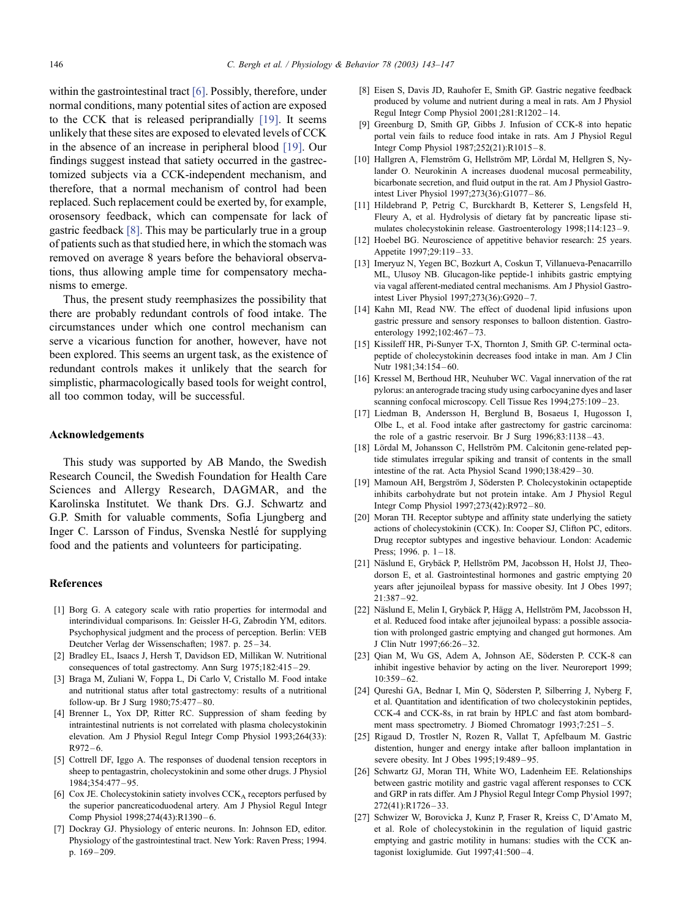within the gastrointestinal tract [6]. Possibly, therefore, under normal conditions, many potential sites of action are exposed to the CCK that is released periprandially [19]. It seems unlikely that these sites are exposed to elevated levels of CCK in the absence of an increase in peripheral blood [19]. Our findings suggest instead that satiety occurred in the gastrectomized subjects via a CCK-independent mechanism, and therefore, that a normal mechanism of control had been replaced. Such replacement could be exerted by, for example, orosensory feedback, which can compensate for lack of gastric feedback [8]. This may be particularly true in a group of patients such as that studied here, in which the stomach was removed on average 8 years before the behavioral observations, thus allowing ample time for compensatory mechanisms to emerge.

Thus, the present study reemphasizes the possibility that there are probably redundant controls of food intake. The circumstances under which one control mechanism can serve a vicarious function for another, however, have not been explored. This seems an urgent task, as the existence of redundant controls makes it unlikely that the search for simplistic, pharmacologically based tools for weight control, all too common today, will be successful.

## Acknowledgements

This study was supported by AB Mando, the Swedish Research Council, the Swedish Foundation for Health Care Sciences and Allergy Research, DAGMAR, and the Karolinska Institutet. We thank Drs. G.J. Schwartz and G.P. Smith for valuable comments, Sofia Ljungberg and Inger C. Larsson of Findus, Svenska Nestlé for supplying food and the patients and volunteers for participating.

## References

[1] Borg G. A category scale with ratio properties for intermodal and interindividual comparisons. In: Geissler H-G, Zabrodin YM, editors. Psychophysical judgment and the process of perception. Berlin: VEB Deutcher Verlag der Wissenschaften; 1987. p. 25–34.

[2] Bradley EL, Isaacs J, Hersh T, Davidson ED, Millikan W. Nutritional consequences of total gastrectomy. Ann Surg 1975;182:415–29.

[3] Braga M, Zuliani W, Foppa L, Di Carlo V, Cristallo M. Food intake and nutritional status after total gastrectomy: results of a nutritional follow-up. Br J Surg 1980;75:477–80.

[4] Brenner L, Yox DP, Ritter RC. Suppression of sham feeding by intraintestinal nutrients is not correlated with plasma cholecystokinin elevation. Am J Physiol Regul Integr Comp Physiol 1993;264(33): R972–6.

[5] Cottrell DF, Iggo A. The responses of duodenal tension receptors in sheep to pentagastrin, cholecystokinin and some other drugs. J Physiol 1984;354:477–95.

[6] Cox JE. Cholecystokinin satiety involves $CCK_A$ receptors perfused by the superior pancreaticoduodenal artery. Am J Physiol Regul Integr Comp Physiol 1998;274(43):R1390–6.

[7] Dockray GJ. Physiology of enteric neurons. In: Johnson ED, editor. Physiology of the gastrointestinal tract. New York: Raven Press; 1994. p. 169–209.

[8] Eisen S, Davis JD, Rauhofer E, Smith GP. Gastric negative feedback produced by volume and nutrient during a meal in rats. Am J Physiol Regul Integr Comp Physiol 2001;281:R1202–14.

[9] Greenburg D, Smith GP, Gibbs J. Infusion of CCK-8 into hepatic portal vein fails to reduce food intake in rats. Am J Physiol Regul Integr Comp Physiol 1987;252(21):R1015–8.

[10] Hallgren A, Flemström G, Hellström MP, Lördal M, Hellgren S, Nylander O. Neurokinin A increases duodenal mucosal permeability, bicarbonate secretion, and fluid output in the rat. Am J Physiol Gastrointest Liver Physiol 1997;273(36):G1077–86.

[11] Hildebrand P, Petrig C, Burckhardt B, Ketterer S, Lengsfeld H, Fleury A, et al. Hydrolysis of dietary fat by pancreatic lipase stimulates cholecystokinin release. Gastroenterology 1998;114:123–9.

[12] Hoebel BG. Neuroscience of appetitive behavior research: 25 years. Appetite 1997;29:119–33.

[13] Imeryuz N, Yegen BC, Bozkurt A, Coskun T, Villanueva-Penacarrillo ML, Ulusoy NB. Glucagon-like peptide-1 inhibits gastric emptying via vagal afferent-mediated central mechanisms. Am J Physiol Gastrointest Liver Physiol 1997;273(36):G920–7.

[14] Kahn MI, Read NW. The effect of duodenal lipid infusions upon gastric pressure and sensory responses to balloon distention. Gastroenterology 1992;102:467–73.

[15] Kissileff HR, Pi-Sunyer T-X, Thornton J, Smith GP. C-terminal octapeptide of cholecystokinin decreases food intake in man. Am J Clin Nutr 1981;34:154–60.

[16] Kressel M, Berthoud HR, Neuhuber WC. Vagal innervation of the rat pylorus: an anterograde tracing study using carbocyanine dyes and laser scanning confocal microscopy. Cell Tissue Res 1994;275:109–23.

[17] Liedman B, Andersson H, Berglund B, Bosaeus I, Hugosson I, Olbe L, et al. Food intake after gastrectomy for gastric carcinoma: the role of a gastric reservoir. Br J Surg 1996;83:1138–43.

[18] Lördal M, Johansson C, Hellström PM. Calcitonin gene-related peptide stimulates irregular spiking and transit of contents in the small intestine of the rat. Acta Physiol Scand 1990;138:429–30.

[19] Mamoun AH, Bergström J, Södersten P. Cholecystokinin octapeptide inhibits carbohydrate but not protein intake. Am J Physiol Regul Integr Comp Physiol 1997;273(42):R972–80.

[20] Moran TH. Receptor subtype and affinity state underlying the satiety actions of cholecystokinin (CCK). In: Cooper SJ, Clifton PC, editors. Drug receptor subtypes and ingestive behaviour. London: Academic Press; 1996. p. 1–18.

[21] Näslund E, Grybäck P, Hellström PM, Jacobsson H, Holst JJ, Theodorson E, et al. Gastrointestinal hormones and gastric emptying 20 years after jejunoileal bypass for massive obesity. Int J Obes 1997; 21:387–92.

[22] Näslund E, Melin I, Grybäck P, Hägg A, Hellström PM, Jacobsson H, et al. Reduced food intake after jejunoileal bypass: a possible association with prolonged gastric emptying and changed gut hormones. Am J Clin Nutr 1997;66:26–32.

[23] Qian M, Wu GS, Adem A, Johnson AE, Södersten P. CCK-8 can inhibit ingestive behavior by acting on the liver. Neuroreport 1999; 10:359–62.

[24] Qureshi GA, Bednar I, Min Q, Södersten P, Silberring J, Nyberg F, et al. Quantitation and identification of two cholecystokinin peptides, CCK-4 and CCK-8s, in rat brain by HPLC and fast atom bombardment mass spectrometry. J Biomed Chromatogr 1993;7:251–5.

[25] Rigaud D, Trostler N, Rozen R, Vallat T, Apfelbaum M. Gastric distention, hunger and energy intake after balloon implantation in severe obesity. Int J Obes 1995;19:489–95.

[26] Schwartz GJ, Moran TH, White WO, Ladenheim EE. Relationships between gastric motility and gastric vagal afferent responses to CCK and GRP in rats differ. Am J Physiol Regul Integr Comp Physiol 1997; 272(41):R1726–33.

[27] Schwizer W, Borovicka J, Kunz P, Fraser R, Kreiss C, D'Amato M, et al. Role of cholecystokinin in the regulation of liquid gastric emptying and gastric motility in humans: studies with the CCK antagonist loxiglumide. Gut 1997;41:500–4.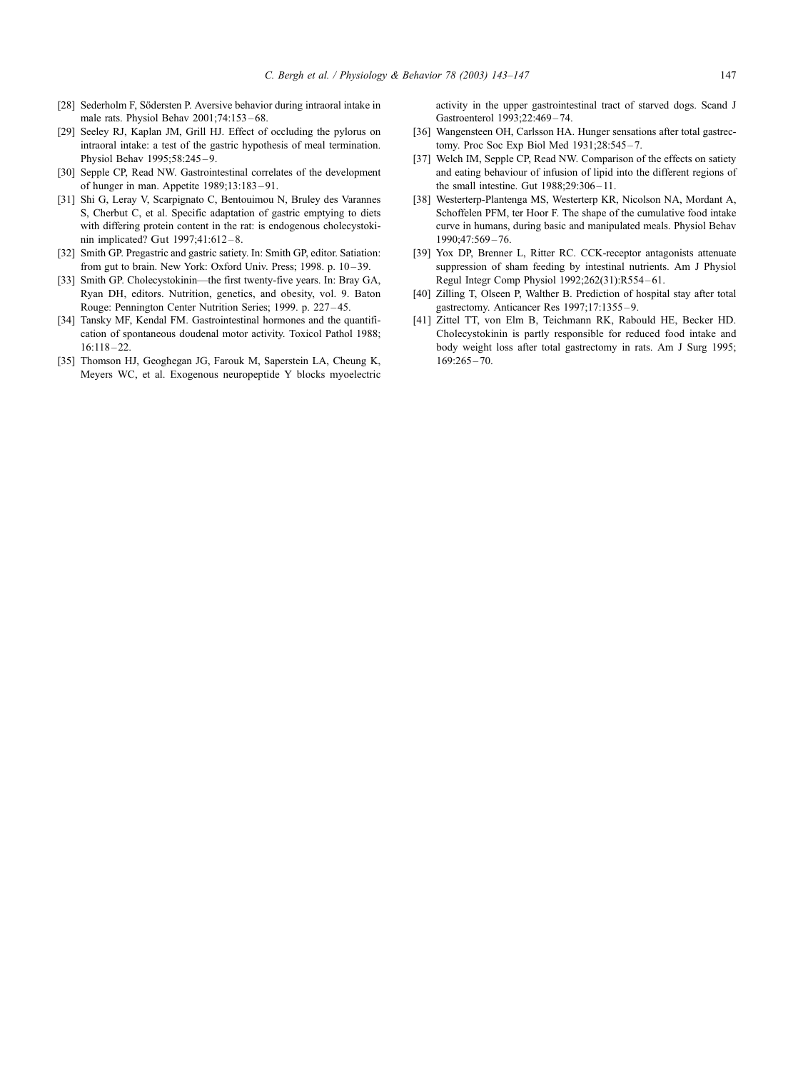[28] Sederholm F, Södersten P. Aversive behavior during intraoral intake in male rats. Physiol Behav 2001;74:153–68.

[29] Seeley RJ, Kaplan JM, Grill HJ. Effect of occluding the pylorus on intraoral intake: a test of the gastric hypothesis of meal termination. Physiol Behav 1995;58:245–9.

[30] Sepple CP, Read NW. Gastrointestinal correlates of the development of hunger in man. Appetite 1989;13:183–91.

[31] Shi G, Leray V, Scarpignato C, Bentouimou N, Bruley des Varannes S, Cherbut C, et al. Specific adaptation of gastric emptying to diets with differing protein content in the rat: is endogenous cholecystokinin implicated? Gut 1997;41:612–8.

[32] Smith GP. Pregastric and gastric satiety. In: Smith GP, editor. Satiation: from gut to brain. New York: Oxford Univ. Press; 1998. p. 10–39.

[33] Smith GP. Cholecystokinin—the first twenty-five years. In: Bray GA, Ryan DH, editors. Nutrition, genetics, and obesity, vol. 9. Baton Rouge: Pennington Center Nutrition Series; 1999. p. 227–45.

[34] Tansky MF, Kendal FM. Gastrointestinal hormones and the quantification of spontaneous doudenal motor activity. Toxicol Pathol 1988; 16:118–22.

[35] Thomson HJ, Geoghegan JG, Farouk M, Saperstein LA, Cheung K, Meyers WC, et al. Exogenous neuropeptide Y blocks myoelectric activity in the upper gastrointestinal tract of starved dogs. Scand J Gastroenterol 1993;22:469–74.

[36] Wangensteen OH, Carlsson HA. Hunger sensations after total gastrectomy. Proc Soc Exp Biol Med 1931;28:545–7.

[37] Welch IM, Sepple CP, Read NW. Comparison of the effects on satiety and eating behaviour of infusion of lipid into the different regions of the small intestine. Gut 1988;29:306–11.

[38] Westerterp-Plantenga MS, Westerterp KR, Nicolson NA, Mordant A, Schoffelen PFM, ter Hoor F. The shape of the cumulative food intake curve in humans, during basic and manipulated meals. Physiol Behav 1990;47:569–76.

[39] Yox DP, Brenner L, Ritter RC. CCK-receptor antagonists attenuate suppression of sham feeding by intestinal nutrients. Am J Physiol Regul Integr Comp Physiol 1992;262(31):R554–61.

[40] Zilling T, Olseen P, Walther B. Prediction of hospital stay after total gastrectomy. Anticancer Res 1997;17:1355–9.

[41] Zittel TT, von Elm B, Teichmann RK, Rabould HE, Becker HD. Cholecystokinin is partly responsible for reduced food intake and body weight loss after total gastrectomy in rats. Am J Surg 1995; 169:265–70.